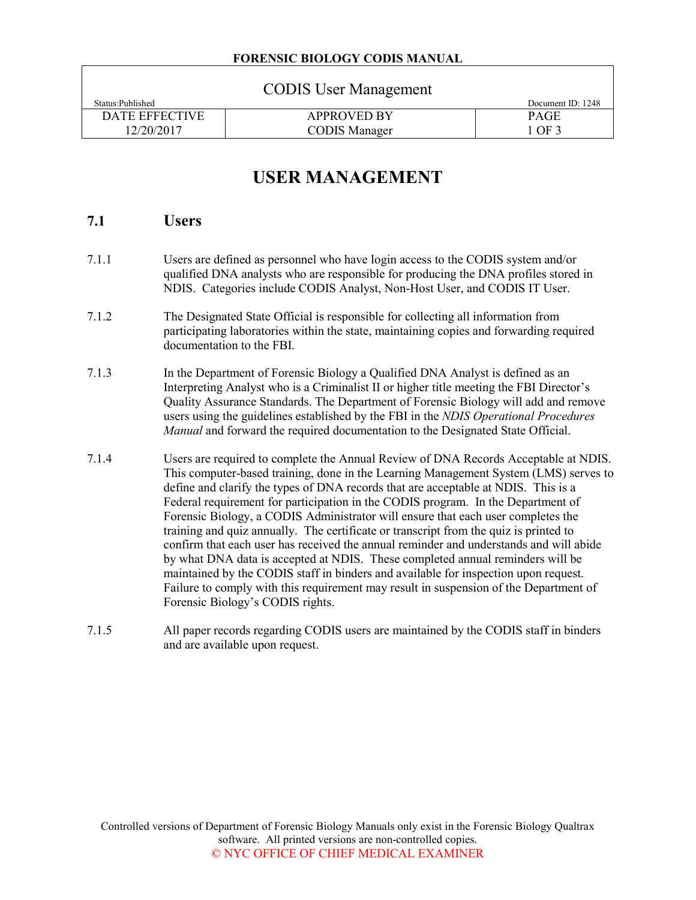# USER MANAGEMENT

## 7.1 Users

7.1.1 Users are defined as personnel who have login access to the CODIS system and/or qualified DNA analysts who are responsible for producing the DNA profiles stored in NDIS. Categories include CODIS Analyst, Non-Host User, and CODIS IT User.

7.1.2 The Designated State Official is responsible for collecting all information from participating laboratories within the state, maintaining copies and forwarding required documentation to the FBI.

7.1.3 In the Department of Forensic Biology a Qualified DNA Analyst is defined as an Interpreting Analyst who is a Criminalist II or higher title meeting the FBI Director's Quality Assurance Standards. The Department of Forensic Biology will add and remove users using the guidelines established by the FBI in the *NDIS Operational Procedures Manual* and forward the required documentation to the Designated State Official.

7.1.4 Users are required to complete the Annual Review of DNA Records Acceptable at NDIS. This computer-based training, done in the Learning Management System (LMS) serves to define and clarify the types of DNA records that are acceptable at NDIS. This is a Federal requirement for participation in the CODIS program. In the Department of Forensic Biology, a CODIS Administrator will ensure that each user completes the training and quiz annually. The certificate or transcript from the quiz is printed to confirm that each user has received the annual reminder and understands and will abide by what DNA data is accepted at NDIS. These completed annual reminders will be maintained by the CODIS staff in binders and available for inspection upon request. Failure to comply with this requirement may result in suspension of the Department of Forensic Biology's CODIS rights.

7.1.5 All paper records regarding CODIS users are maintained by the CODIS staff in binders and are available upon request.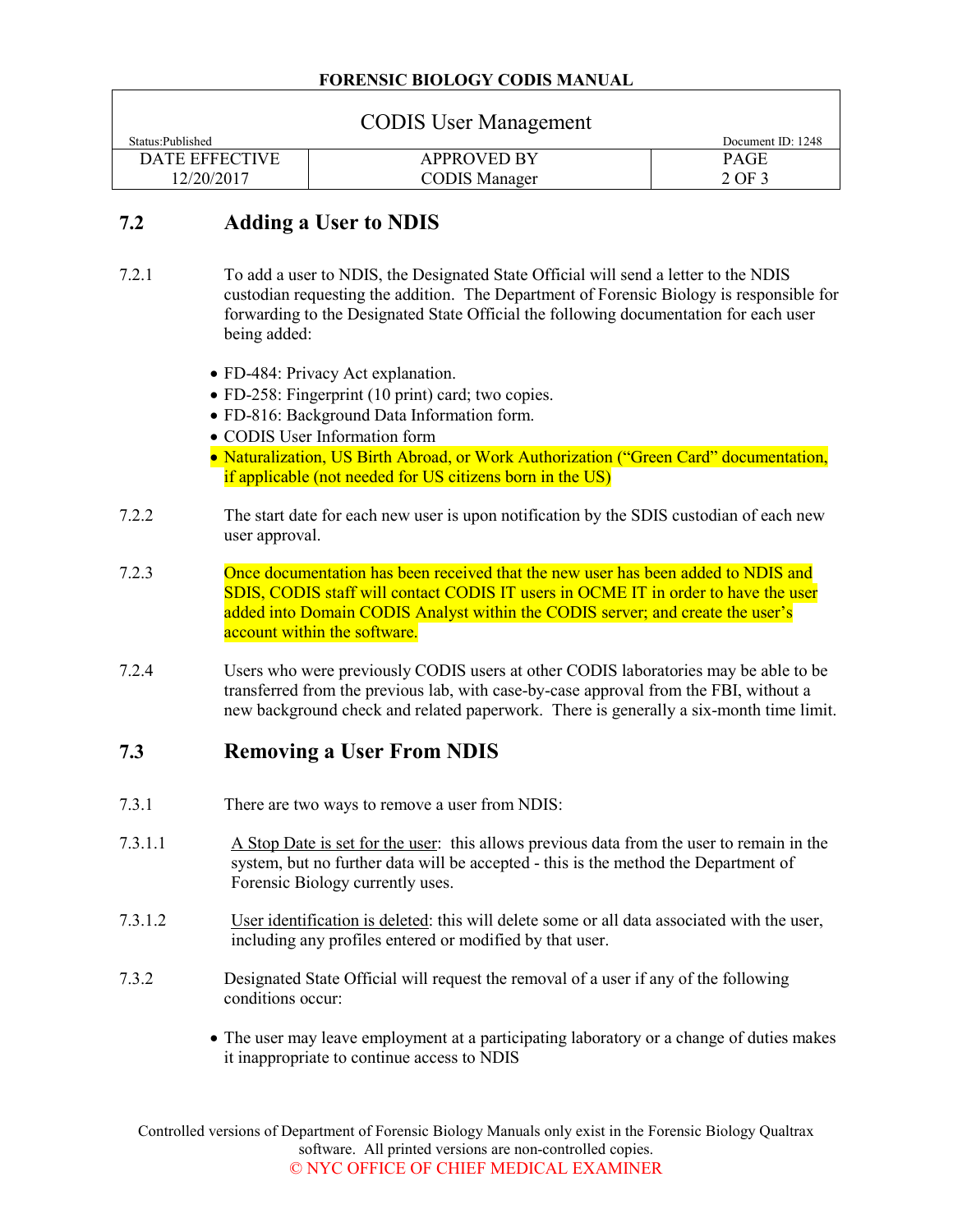## 7.2 Adding a User to NDIS

7.2.1 To add a user to NDIS, the Designated State Official will send a letter to the NDIS custodian requesting the addition. The Department of Forensic Biology is responsible for forwarding to the Designated State Official the following documentation for each user being added:

- FD-484: Privacy Act explanation.
- FD-258: Fingerprint (10 print) card; two copies.
- FD-816: Background Data Information form.
- CODIS User Information form
- Naturalization, US Birth Abroad, or Work Authorization ("Green Card" documentation, if applicable (not needed for US citizens born in the US)

7.2.2 The start date for each new user is upon notification by the SDIS custodian of each new user approval.

7.2.3 Once documentation has been received that the new user has been added to NDIS and SDIS, CODIS staff will contact CODIS IT users in OCME IT in order to have the user added into Domain CODIS Analyst within the CODIS server; and create the user's account within the software.

7.2.4 Users who were previously CODIS users at other CODIS laboratories may be able to be transferred from the previous lab, with case-by-case approval from the FBI, without a new background check and related paperwork. There is generally a six-month time limit.

## 7.3 Removing a User From NDIS

7.3.1 There are two ways to remove a user from NDIS:

7.3.1.1 A Stop Date is set for the user: this allows previous data from the user to remain in the system, but no further data will be accepted - this is the method the Department of Forensic Biology currently uses.

7.3.1.2 User identification is deleted: this will delete some or all data associated with the user, including any profiles entered or modified by that user.

7.3.2 Designated State Official will request the removal of a user if any of the following conditions occur:

- The user may leave employment at a participating laboratory or a change of duties makes it inappropriate to continue access to NDIS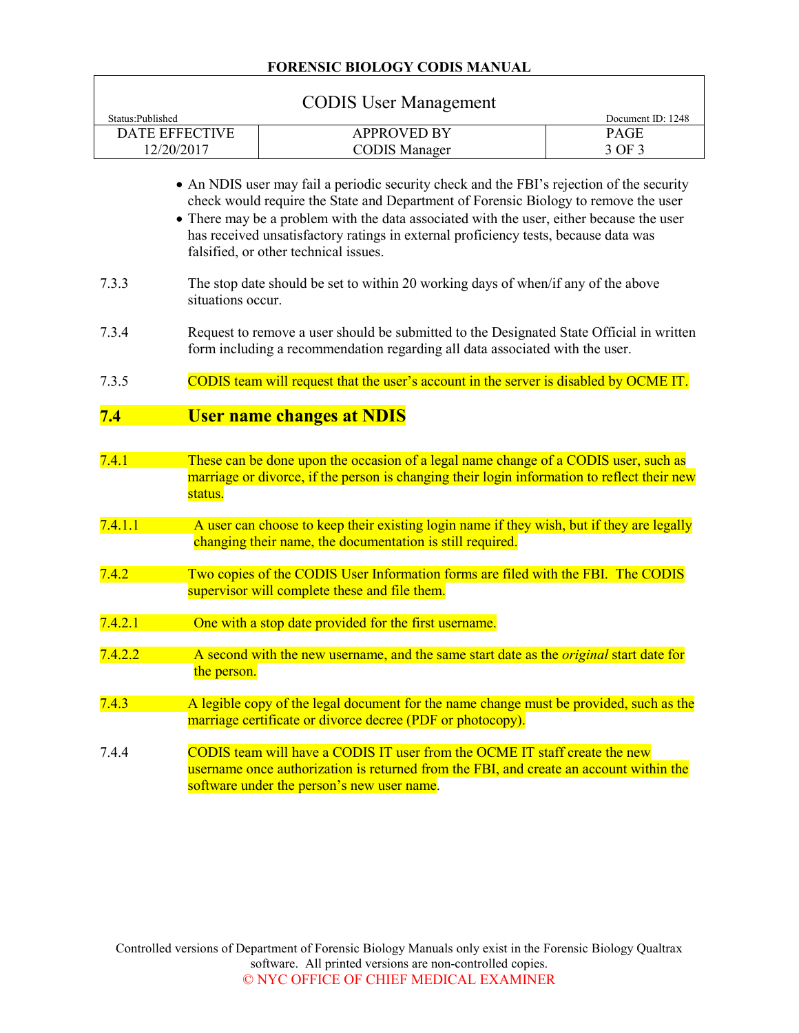- An NDIS user may fail a periodic security check and the FBI's rejection of the security check would require the State and Department of Forensic Biology to remove the user
- There may be a problem with the data associated with the user, either because the user has received unsatisfactory ratings in external proficiency tests, because data was falsified, or other technical issues.

7.3.3 The stop date should be set to within 20 working days of when/if any of the above situations occur.

7.3.4 Request to remove a user should be submitted to the Designated State Official in written form including a recommendation regarding all data associated with the user.

7.3.5 CODIS team will request that the user's account in the server is disabled by OCME IT.

## 7.4 User name changes at NDIS

7.4.1 These can be done upon the occasion of a legal name change of a CODIS user, such as marriage or divorce, if the person is changing their login information to reflect their new status.

7.4.1.1 A user can choose to keep their existing login name if they wish, but if they are legally changing their name, the documentation is still required.

7.4.2 Two copies of the CODIS User Information forms are filed with the FBI. The CODIS supervisor will complete these and file them.

7.4.2.1 One with a stop date provided for the first username.

7.4.2.2 A second with the new username, and the same start date as the *original* start date for the person.

7.4.3 A legible copy of the legal document for the name change must be provided, such as the marriage certificate or divorce decree (PDF or photocopy).

7.4.4 CODIS team will have a CODIS IT user from the OCME IT staff create the new username once authorization is returned from the FBI, and create an account within the software under the person's new user name.